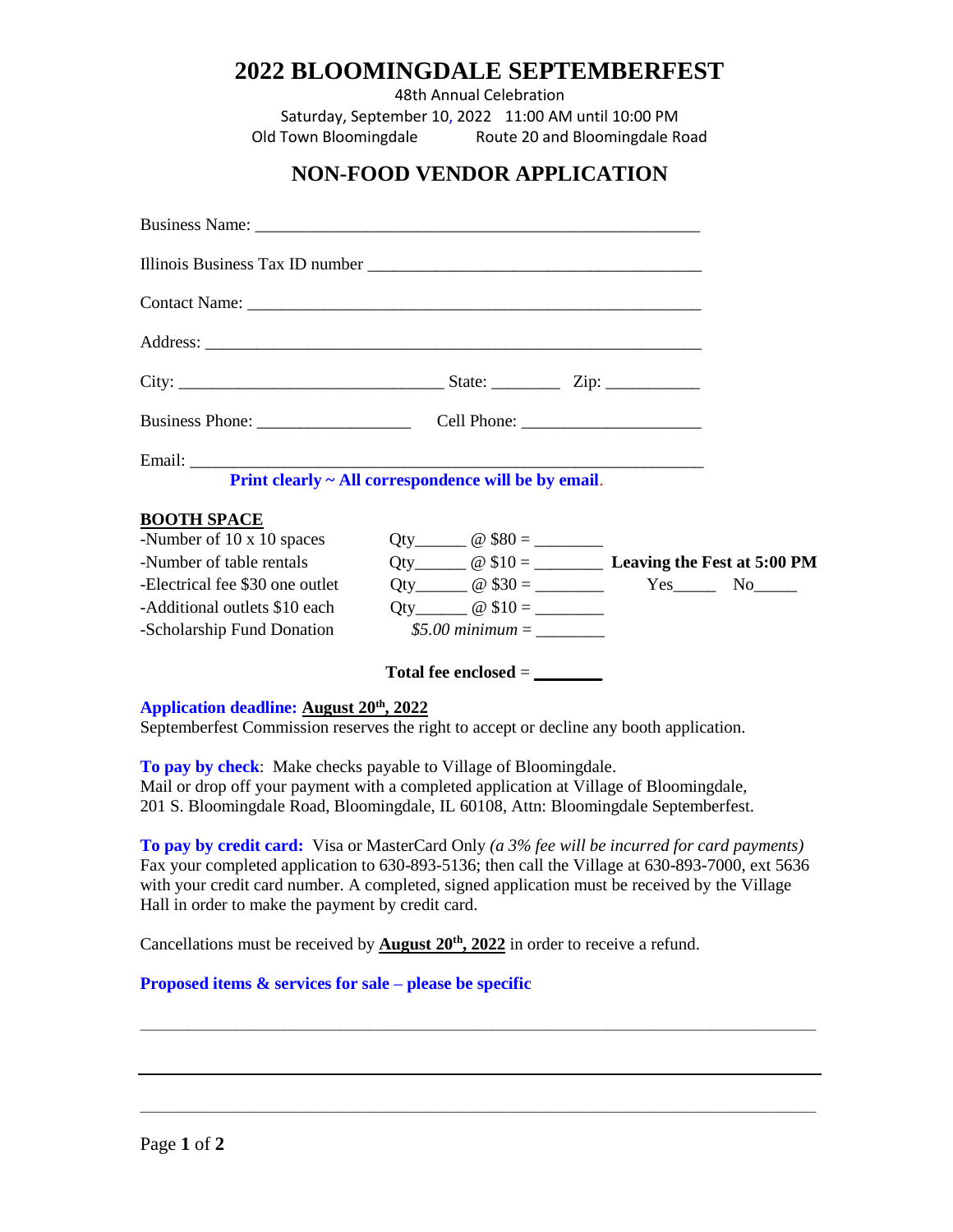# 2022 BLOOMINGDALE SEPTEMBERFEST

48th Annual Celebration

Saturday, September 10, 2022 11:00 AM until 10:00 PM

Old Town Bloomingdale Route 20 and Bloomingdale Road

## NON-FOOD VENDOR APPLICATION

Business Name: ____________________________________________________

Illinois Business Tax ID number ______________________________________

Contact Name: _____________________________________________________

Address: _________________________________________________________

City: _____________________________ State: ________ Zip: ___________

Business Phone: _________________ Cell Phone: ____________________

Email: ___________________________________________________________

**Print clearly ~ All correspondence will be by email.**

**BOOTH SPACE**

| | | |
|---|---|---|
| -Number of 10 x 10 spaces | Qty______ @ $80 = ________ | |
| -Number of table rentals | Qty______ @ $10 = ________ | **Leaving the Fest at 5:00 PM** |
| -Electrical fee $30 one outlet | Qty______ @ $30 = ________ | Yes_____ No_____ |
| -Additional outlets $10 each | Qty______ @ $10 = ________ | |
| -Scholarship Fund Donation | *$5.00 minimum* = ________ | |

**Total fee enclosed** = ________

**Application deadline: August 20th, 2022**

Septemberfest Commission reserves the right to accept or decline any booth application.

**To pay by check**: Make checks payable to Village of Bloomingdale.
Mail or drop off your payment with a completed application at Village of Bloomingdale, 201 S. Bloomingdale Road, Bloomingdale, IL 60108, Attn: Bloomingdale Septemberfest.

**To pay by credit card:** Visa or MasterCard Only *(a 3% fee will be incurred for card payments)*
Fax your completed application to 630-893-5136; then call the Village at 630-893-7000, ext 5636 with your credit card number. A completed, signed application must be received by the Village Hall in order to make the payment by credit card.

Cancellations must be received by **August 20th, 2022** in order to receive a refund.

**Proposed items & services for sale – please be specific**

___________________________________________________________________________

___________________________________________________________________________

___________________________________________________________________________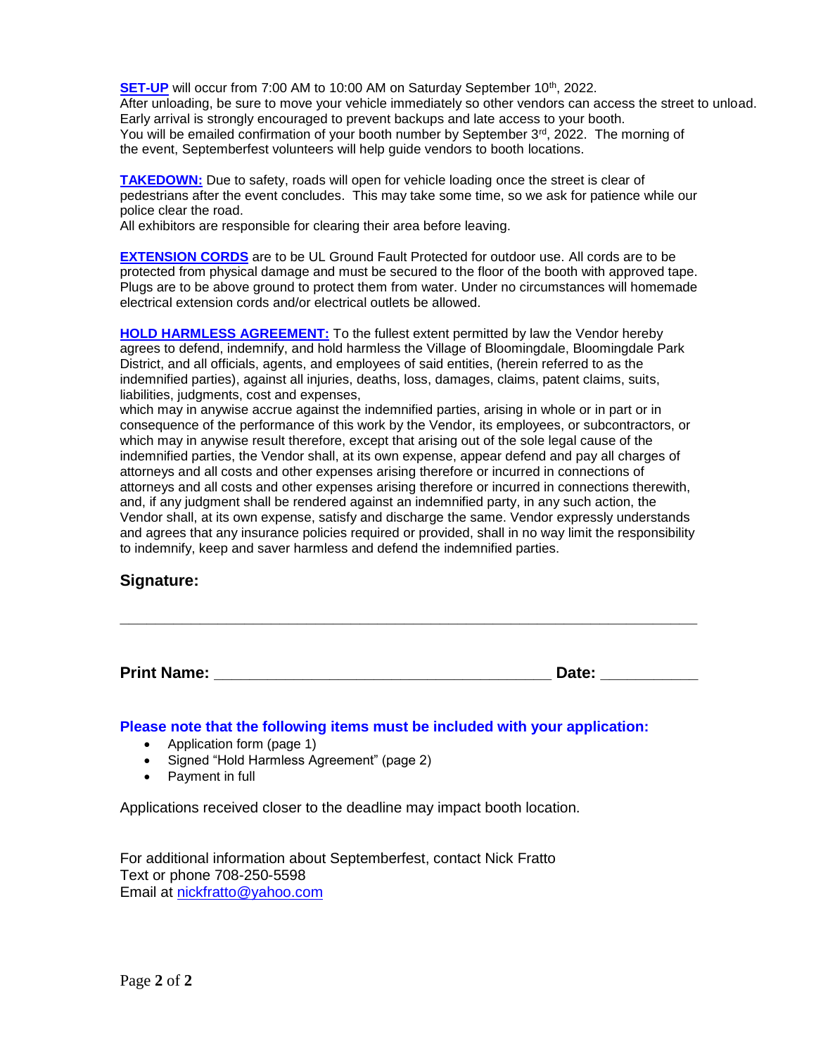**SET-UP** will occur from 7:00 AM to 10:00 AM on Saturday September 10th, 2022.
After unloading, be sure to move your vehicle immediately so other vendors can access the street to unload. Early arrival is strongly encouraged to prevent backups and late access to your booth.
You will be emailed confirmation of your booth number by September 3rd, 2022. The morning of the event, Septemberfest volunteers will help guide vendors to booth locations.

**TAKEDOWN:** Due to safety, roads will open for vehicle loading once the street is clear of pedestrians after the event concludes. This may take some time, so we ask for patience while our police clear the road.
All exhibitors are responsible for clearing their area before leaving.

**EXTENSION CORDS** are to be UL Ground Fault Protected for outdoor use. All cords are to be protected from physical damage and must be secured to the floor of the booth with approved tape. Plugs are to be above ground to protect them from water. Under no circumstances will homemade electrical extension cords and/or electrical outlets be allowed.

**HOLD HARMLESS AGREEMENT:** To the fullest extent permitted by law the Vendor hereby agrees to defend, indemnify, and hold harmless the Village of Bloomingdale, Bloomingdale Park District, and all officials, agents, and employees of said entities, (herein referred to as the indemnified parties), against all injuries, deaths, loss, damages, claims, patent claims, suits, liabilities, judgments, cost and expenses,
which may in anywise accrue against the indemnified parties, arising in whole or in part or in consequence of the performance of this work by the Vendor, its employees, or subcontractors, or which may in anywise result therefore, except that arising out of the sole legal cause of the indemnified parties, the Vendor shall, at its own expense, appear defend and pay all charges of attorneys and all costs and other expenses arising therefore or incurred in connections of attorneys and all costs and other expenses arising therefore or incurred in connections therewith, and, if any judgment shall be rendered against an indemnified party, in any such action, the Vendor shall, at its own expense, satisfy and discharge the same. Vendor expressly understands and agrees that any insurance policies required or provided, shall in no way limit the responsibility to indemnify, keep and saver harmless and defend the indemnified parties.

**Signature:**

______________________________________________________________________

**Print Name:** ______________________________________ **Date:** ___________

**Please note that the following items must be included with your application:**

- Application form (page 1)
- Signed "Hold Harmless Agreement" (page 2)
- Payment in full

Applications received closer to the deadline may impact booth location.

For additional information about Septemberfest, contact Nick Fratto
Text or phone 708-250-5598
Email at nickfratto@yahoo.com